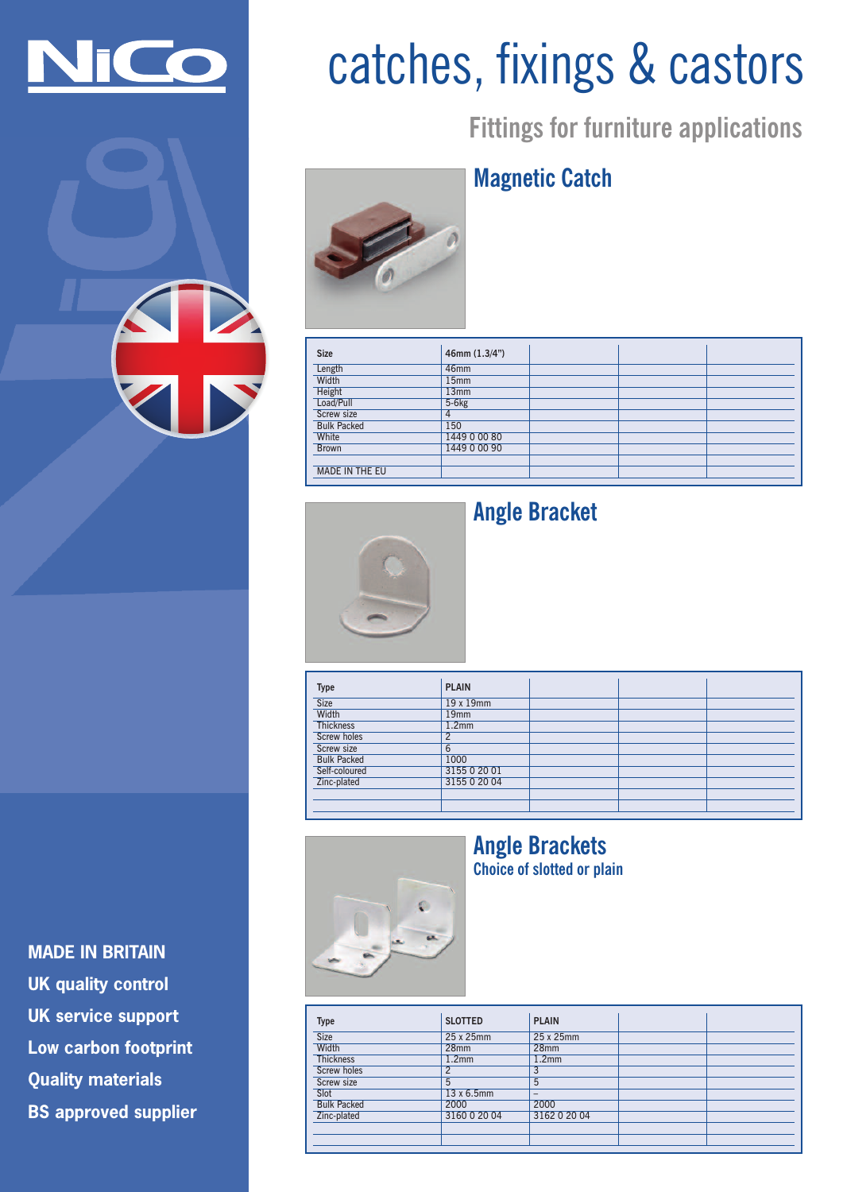NiCo

# catches, fixings & castors

## Fittings for furniture applications

### Magnetic Catch

| Size | 46mm (1.3/4") | | | |
|---|---|---|---|---|
| Length | 46mm | | | |
| Width | 15mm | | | |
| Height | 13mm | | | |
| Load/Pull | 5-6kg | | | |
| Screw size | 4 | | | |
| Bulk Packed | 150 | | | |
| White | 1449 0 00 80 | | | |
| Brown | 1449 0 00 90 | | | |
| | | | | |
| MADE IN THE EU | | | | |

### Angle Bracket

| Type | PLAIN | | | |
|---|---|---|---|---|
| Size | 19 x 19mm | | | |
| Width | 19mm | | | |
| Thickness | 1.2mm | | | |
| Screw holes | 2 | | | |
| Screw size | 6 | | | |
| Bulk Packed | 1000 | | | |
| Self-coloured | 3155 0 20 01 | | | |
| Zinc-plated | 3155 0 20 04 | | | |
| | | | | |
| | | | | |

### Angle Brackets

Choice of slotted or plain

| Type | SLOTTED | PLAIN | | |
|---|---|---|---|---|
| Size | 25 x 25mm | 25 x 25mm | | |
| Width | 28mm | 28mm | | |
| Thickness | 1.2mm | 1.2mm | | |
| Screw holes | 2 | 3 | | |
| Screw size | 5 | 5 | | |
| Slot | 13 x 6.5mm | – | | |
| Bulk Packed | 2000 | 2000 | | |
| Zinc-plated | 3160 0 20 04 | 3162 0 20 04 | | |
| | | | | |
| | | | | |

**MADE IN BRITAIN**

**UK quality control**

**UK service support**

**Low carbon footprint**

**Quality materials**

**BS approved supplier**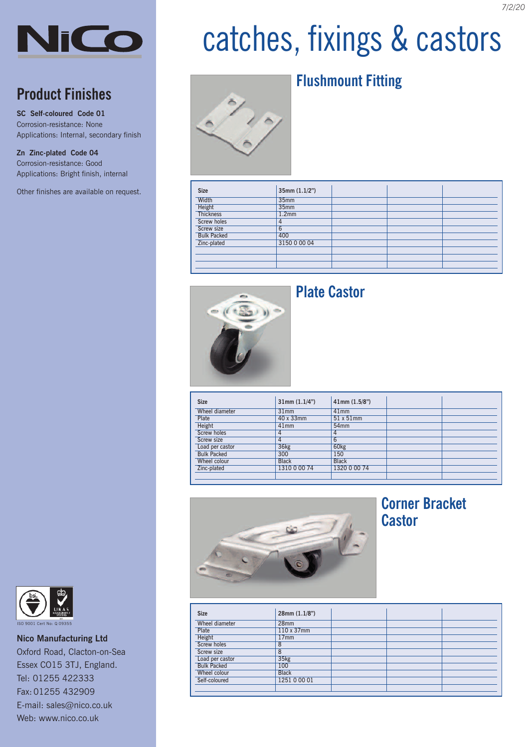# catches, fixings & castors

## Product Finishes

**SC Self-coloured Code 01**
Corrosion-resistance: None
Applications: Internal, secondary finish

**Zn Zinc-plated Code 04**
Corrosion-resistance: Good
Applications: Bright finish, internal

Other finishes are available on request.

## Flushmount Fitting

| Size | 35mm (1.1/2") | | | |
|---|---|---|---|---|
| Width | 35mm | | | |
| Height | 35mm | | | |
| Thickness | 1.2mm | | | |
| Screw holes | 4 | | | |
| Screw size | 6 | | | |
| Bulk Packed | 400 | | | |
| Zinc-plated | 3150 0 00 04 | | | |

## Plate Castor

| Size | 31mm (1.1/4") | 41mm (1.5/8") | | |
|---|---|---|---|---|
| Wheel diameter | 31mm | 41mm | | |
| Plate | 40 x 33mm | 51 x 51mm | | |
| Height | 41mm | 54mm | | |
| Screw holes | 4 | 4 | | |
| Screw size | 4 | 6 | | |
| Load per castor | 36kg | 60kg | | |
| Bulk Packed | 300 | 150 | | |
| Wheel colour | Black | Black | | |
| Zinc-plated | 1310 0 00 74 | 1320 0 00 74 | | |

## Corner Bracket Castor

| Size | 28mm (1.1/8") | | | |
|---|---|---|---|---|
| Wheel diameter | 28mm | | | |
| Plate | 110 x 37mm | | | |
| Height | 17mm | | | |
| Screw holes | 8 | | | |
| Screw size | 8 | | | |
| Load per castor | 35kg | | | |
| Bulk Packed | 100 | | | |
| Wheel colour | Black | | | |
| Self-coloured | 1251 0 00 01 | | | |

ISO 9001 Cert No: Q 09355

**Nico Manufacturing Ltd**
Oxford Road, Clacton-on-Sea
Essex CO15 3TJ, England.
Tel: 01255 422333
Fax: 01255 432909
E-mail: sales@nico.co.uk
Web: www.nico.co.uk